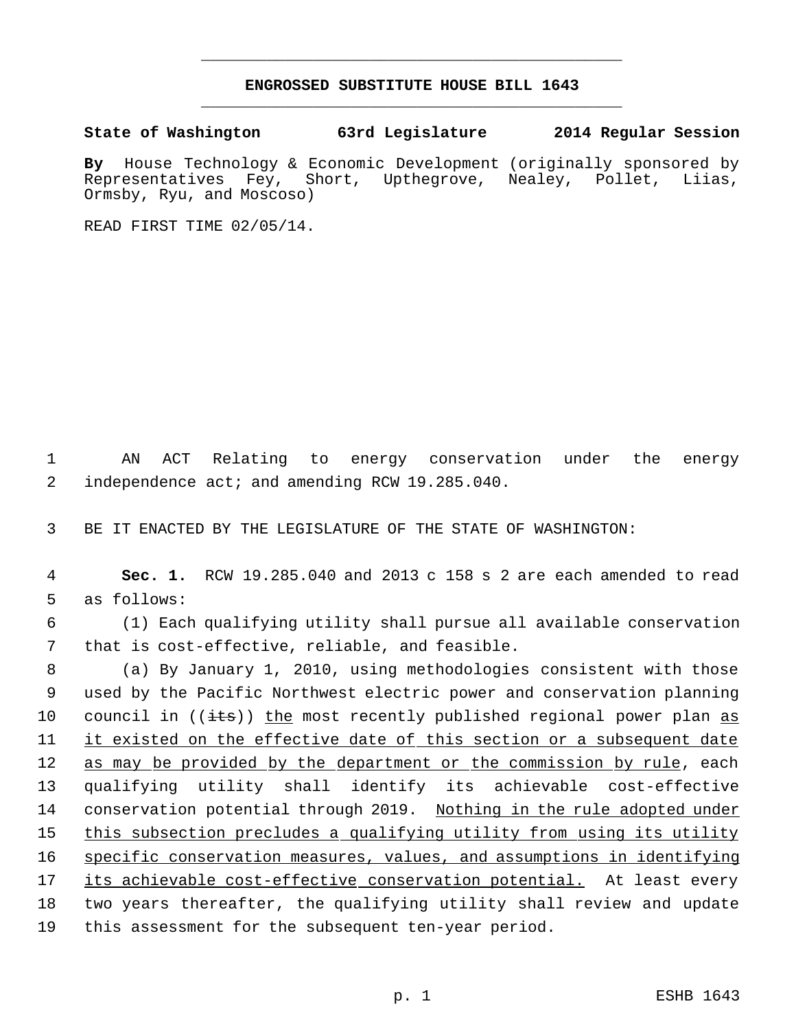# ENGROSSED SUBSTITUTE HOUSE BILL 1643

**State of Washington 63rd Legislature 2014 Regular Session**

**By** House Technology & Economic Development (originally sponsored by Representatives Fey, Short, Upthegrove, Nealey, Pollet, Liias, Ormsby, Ryu, and Moscoso)

READ FIRST TIME 02/05/14.

1 AN ACT Relating to energy conservation under the energy
2 independence act; and amending RCW 19.285.040.

3 BE IT ENACTED BY THE LEGISLATURE OF THE STATE OF WASHINGTON:

4 **Sec. 1.** RCW 19.285.040 and 2013 c 158 s 2 are each amended to read
5 as follows:

6 (1) Each qualifying utility shall pursue all available conservation
7 that is cost-effective, reliable, and feasible.

8 (a) By January 1, 2010, using methodologies consistent with those
9 used by the Pacific Northwest electric power and conservation planning
10 council in ((~~its~~)) <u>the</u> most recently published regional power plan <u>as</u>
11 <u>it existed on the effective date of this section or a subsequent date</u>
12 <u>as may be provided by the department or the commission by rule</u>, each
13 qualifying utility shall identify its achievable cost-effective
14 conservation potential through 2019. <u>Nothing in the rule adopted under</u>
15 <u>this subsection precludes a qualifying utility from using its utility</u>
16 <u>specific conservation measures, values, and assumptions in identifying</u>
17 <u>its achievable cost-effective conservation potential.</u> At least every
18 two years thereafter, the qualifying utility shall review and update
19 this assessment for the subsequent ten-year period.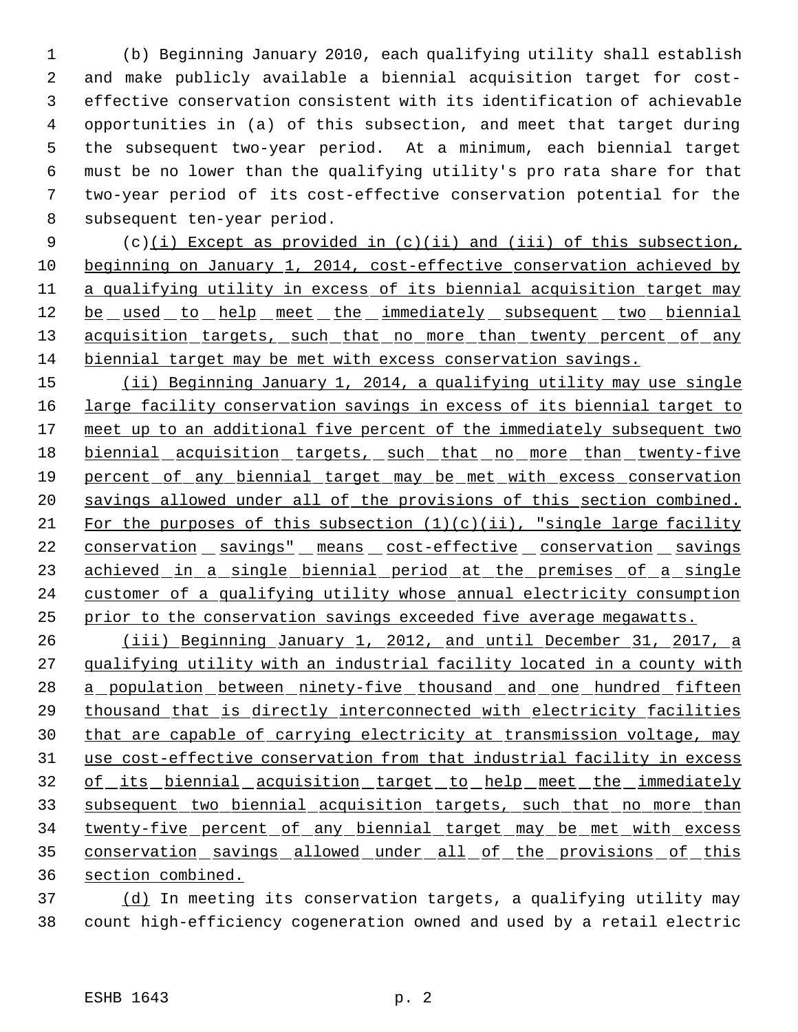(b) Beginning January 2010, each qualifying utility shall establish and make publicly available a biennial acquisition target for cost-effective conservation consistent with its identification of achievable opportunities in (a) of this subsection, and meet that target during the subsequent two-year period. At a minimum, each biennial target must be no lower than the qualifying utility's pro rata share for that two-year period of its cost-effective conservation potential for the subsequent ten-year period.

(c)(i) Except as provided in (c)(ii) and (iii) of this subsection, beginning on January 1, 2014, cost-effective conservation achieved by a qualifying utility in excess of its biennial acquisition target may be used to help meet the immediately subsequent two biennial acquisition targets, such that no more than twenty percent of any biennial target may be met with excess conservation savings.

(ii) Beginning January 1, 2014, a qualifying utility may use single large facility conservation savings in excess of its biennial target to meet up to an additional five percent of the immediately subsequent two biennial acquisition targets, such that no more than twenty-five percent of any biennial target may be met with excess conservation savings allowed under all of the provisions of this section combined. For the purposes of this subsection (1)(c)(ii), "single large facility conservation savings" means cost-effective conservation savings achieved in a single biennial period at the premises of a single customer of a qualifying utility whose annual electricity consumption prior to the conservation savings exceeded five average megawatts.

(iii) Beginning January 1, 2012, and until December 31, 2017, a qualifying utility with an industrial facility located in a county with a population between ninety-five thousand and one hundred fifteen thousand that is directly interconnected with electricity facilities that are capable of carrying electricity at transmission voltage, may use cost-effective conservation from that industrial facility in excess of its biennial acquisition target to help meet the immediately subsequent two biennial acquisition targets, such that no more than twenty-five percent of any biennial target may be met with excess conservation savings allowed under all of the provisions of this section combined.

(d) In meeting its conservation targets, a qualifying utility may count high-efficiency cogeneration owned and used by a retail electric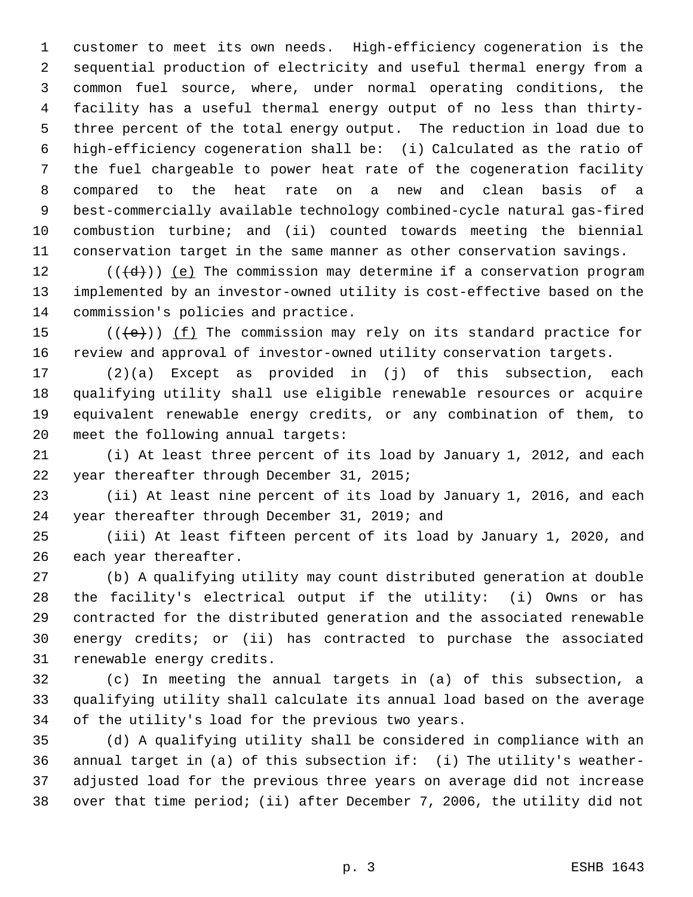customer to meet its own needs. High-efficiency cogeneration is the sequential production of electricity and useful thermal energy from a common fuel source, where, under normal operating conditions, the facility has a useful thermal energy output of no less than thirty-three percent of the total energy output. The reduction in load due to high-efficiency cogeneration shall be: (i) Calculated as the ratio of the fuel chargeable to power heat rate of the cogeneration facility compared to the heat rate on a new and clean basis of a best-commercially available technology combined-cycle natural gas-fired combustion turbine; and (ii) counted towards meeting the biennial conservation target in the same manner as other conservation savings.

((~~(d)~~)) <u>(e)</u> The commission may determine if a conservation program implemented by an investor-owned utility is cost-effective based on the commission's policies and practice.

((~~(e)~~)) <u>(f)</u> The commission may rely on its standard practice for review and approval of investor-owned utility conservation targets.

(2)(a) Except as provided in (j) of this subsection, each qualifying utility shall use eligible renewable resources or acquire equivalent renewable energy credits, or any combination of them, to meet the following annual targets:

(i) At least three percent of its load by January 1, 2012, and each year thereafter through December 31, 2015;

(ii) At least nine percent of its load by January 1, 2016, and each year thereafter through December 31, 2019; and

(iii) At least fifteen percent of its load by January 1, 2020, and each year thereafter.

(b) A qualifying utility may count distributed generation at double the facility's electrical output if the utility: (i) Owns or has contracted for the distributed generation and the associated renewable energy credits; or (ii) has contracted to purchase the associated renewable energy credits.

(c) In meeting the annual targets in (a) of this subsection, a qualifying utility shall calculate its annual load based on the average of the utility's load for the previous two years.

(d) A qualifying utility shall be considered in compliance with an annual target in (a) of this subsection if: (i) The utility's weather-adjusted load for the previous three years on average did not increase over that time period; (ii) after December 7, 2006, the utility did not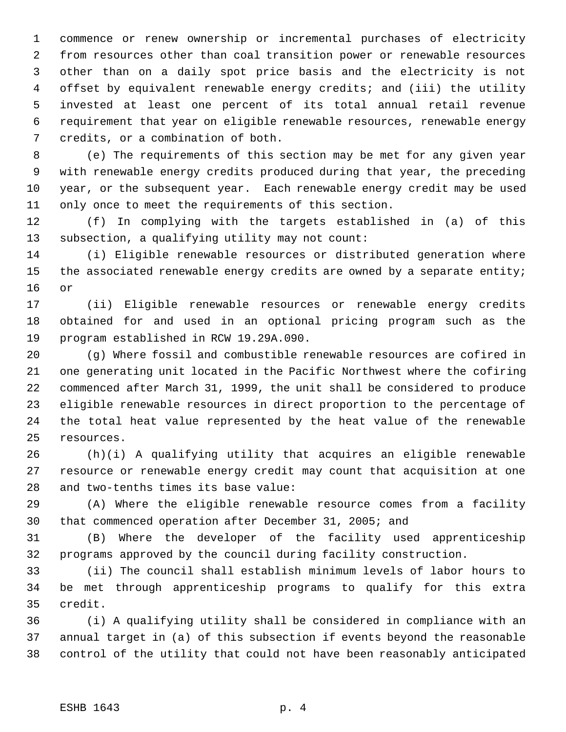commence or renew ownership or incremental purchases of electricity from resources other than coal transition power or renewable resources other than on a daily spot price basis and the electricity is not offset by equivalent renewable energy credits; and (iii) the utility invested at least one percent of its total annual retail revenue requirement that year on eligible renewable resources, renewable energy credits, or a combination of both.

(e) The requirements of this section may be met for any given year with renewable energy credits produced during that year, the preceding year, or the subsequent year. Each renewable energy credit may be used only once to meet the requirements of this section.

(f) In complying with the targets established in (a) of this subsection, a qualifying utility may not count:

(i) Eligible renewable resources or distributed generation where the associated renewable energy credits are owned by a separate entity; or

(ii) Eligible renewable resources or renewable energy credits obtained for and used in an optional pricing program such as the program established in RCW 19.29A.090.

(g) Where fossil and combustible renewable resources are cofired in one generating unit located in the Pacific Northwest where the cofiring commenced after March 31, 1999, the unit shall be considered to produce eligible renewable resources in direct proportion to the percentage of the total heat value represented by the heat value of the renewable resources.

(h)(i) A qualifying utility that acquires an eligible renewable resource or renewable energy credit may count that acquisition at one and two-tenths times its base value:

(A) Where the eligible renewable resource comes from a facility that commenced operation after December 31, 2005; and

(B) Where the developer of the facility used apprenticeship programs approved by the council during facility construction.

(ii) The council shall establish minimum levels of labor hours to be met through apprenticeship programs to qualify for this extra credit.

(i) A qualifying utility shall be considered in compliance with an annual target in (a) of this subsection if events beyond the reasonable control of the utility that could not have been reasonably anticipated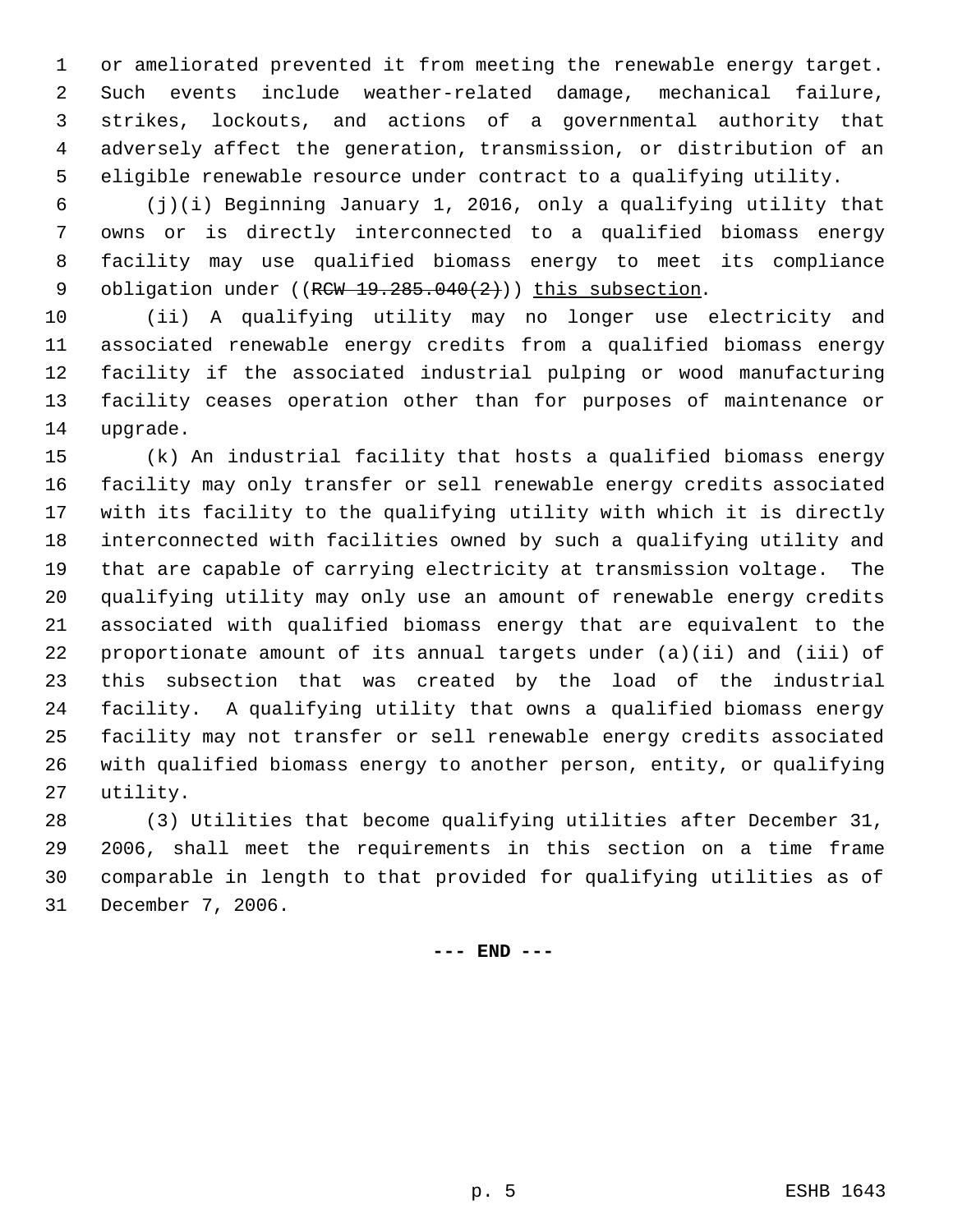or ameliorated prevented it from meeting the renewable energy target. Such events include weather-related damage, mechanical failure, strikes, lockouts, and actions of a governmental authority that adversely affect the generation, transmission, or distribution of an eligible renewable resource under contract to a qualifying utility.

(j)(i) Beginning January 1, 2016, only a qualifying utility that owns or is directly interconnected to a qualified biomass energy facility may use qualified biomass energy to meet its compliance obligation under ((~~RCW 19.285.040(2)~~)) this subsection.

(ii) A qualifying utility may no longer use electricity and associated renewable energy credits from a qualified biomass energy facility if the associated industrial pulping or wood manufacturing facility ceases operation other than for purposes of maintenance or upgrade.

(k) An industrial facility that hosts a qualified biomass energy facility may only transfer or sell renewable energy credits associated with its facility to the qualifying utility with which it is directly interconnected with facilities owned by such a qualifying utility and that are capable of carrying electricity at transmission voltage. The qualifying utility may only use an amount of renewable energy credits associated with qualified biomass energy that are equivalent to the proportionate amount of its annual targets under (a)(ii) and (iii) of this subsection that was created by the load of the industrial facility. A qualifying utility that owns a qualified biomass energy facility may not transfer or sell renewable energy credits associated with qualified biomass energy to another person, entity, or qualifying utility.

(3) Utilities that become qualifying utilities after December 31, 2006, shall meet the requirements in this section on a time frame comparable in length to that provided for qualifying utilities as of December 7, 2006.

**--- END ---**